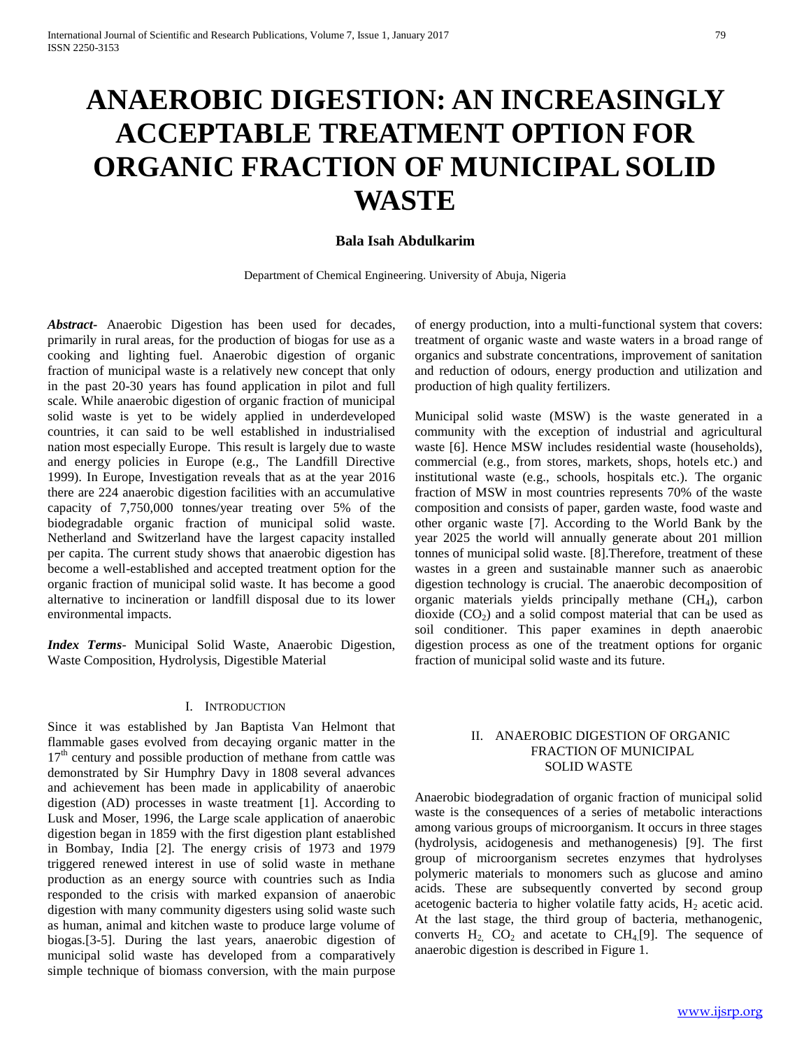# ANAEROBIC DIGESTION: AN INCREASINGLY ACCEPTABLE TREATMENT OPTION FOR ORGANIC FRACTION OF MUNICIPAL SOLID WASTE

**Bala Isah Abdulkarim**

Department of Chemical Engineering. University of Abuja, Nigeria

***Abstract-*** Anaerobic Digestion has been used for decades, primarily in rural areas, for the production of biogas for use as a cooking and lighting fuel. Anaerobic digestion of organic fraction of municipal waste is a relatively new concept that only in the past 20-30 years has found application in pilot and full scale. While anaerobic digestion of organic fraction of municipal solid waste is yet to be widely applied in underdeveloped countries, it can said to be well established in industrialised nation most especially Europe. This result is largely due to waste and energy policies in Europe (e.g., The Landfill Directive 1999). In Europe, Investigation reveals that as at the year 2016 there are 224 anaerobic digestion facilities with an accumulative capacity of 7,750,000 tonnes/year treating over 5% of the biodegradable organic fraction of municipal solid waste. Netherland and Switzerland have the largest capacity installed per capita. The current study shows that anaerobic digestion has become a well-established and accepted treatment option for the organic fraction of municipal solid waste. It has become a good alternative to incineration or landfill disposal due to its lower environmental impacts.

***Index Terms*-** Municipal Solid Waste, Anaerobic Digestion, Waste Composition, Hydrolysis, Digestible Material

## I. Introduction

Since it was established by Jan Baptista Van Helmont that flammable gases evolved from decaying organic matter in the 17[th] century and possible production of methane from cattle was demonstrated by Sir Humphry Davy in 1808 several advances and achievement has been made in applicability of anaerobic digestion (AD) processes in waste treatment [1]. According to Lusk and Moser, 1996, the Large scale application of anaerobic digestion began in 1859 with the first digestion plant established in Bombay, India [2]. The energy crisis of 1973 and 1979 triggered renewed interest in use of solid waste in methane production as an energy source with countries such as India responded to the crisis with marked expansion of anaerobic digestion with many community digesters using solid waste such as human, animal and kitchen waste to produce large volume of biogas.[3-5]. During the last years, anaerobic digestion of municipal solid waste has developed from a comparatively simple technique of biomass conversion, with the main purpose of energy production, into a multi-functional system that covers: treatment of organic waste and waste waters in a broad range of organics and substrate concentrations, improvement of sanitation and reduction of odours, energy production and utilization and production of high quality fertilizers.

Municipal solid waste (MSW) is the waste generated in a community with the exception of industrial and agricultural waste [6]. Hence MSW includes residential waste (households), commercial (e.g., from stores, markets, shops, hotels etc.) and institutional waste (e.g., schools, hospitals etc.). The organic fraction of MSW in most countries represents 70% of the waste composition and consists of paper, garden waste, food waste and other organic waste [7]. According to the World Bank by the year 2025 the world will annually generate about 201 million tonnes of municipal solid waste. [8].Therefore, treatment of these wastes in a green and sustainable manner such as anaerobic digestion technology is crucial. The anaerobic decomposition of organic materials yields principally methane ($CH_4$), carbon dioxide ($CO_2$) and a solid compost material that can be used as soil conditioner. This paper examines in depth anaerobic digestion process as one of the treatment options for organic fraction of municipal solid waste and its future.

## II. Anaerobic Digestion of Organic Fraction of Municipal Solid Waste

Anaerobic biodegradation of organic fraction of municipal solid waste is the consequences of a series of metabolic interactions among various groups of microorganism. It occurs in three stages (hydrolysis, acidogenesis and methanogenesis) [9]. The first group of microorganism secretes enzymes that hydrolyses polymeric materials to monomers such as glucose and amino acids. These are subsequently converted by second group acetogenic bacteria to higher volatile fatty acids, $H_2$ acetic acid. At the last stage, the third group of bacteria, methanogenic, converts $H_2$, $CO_2$ and acetate to $CH_4$ [9]. The sequence of anaerobic digestion is described in Figure 1.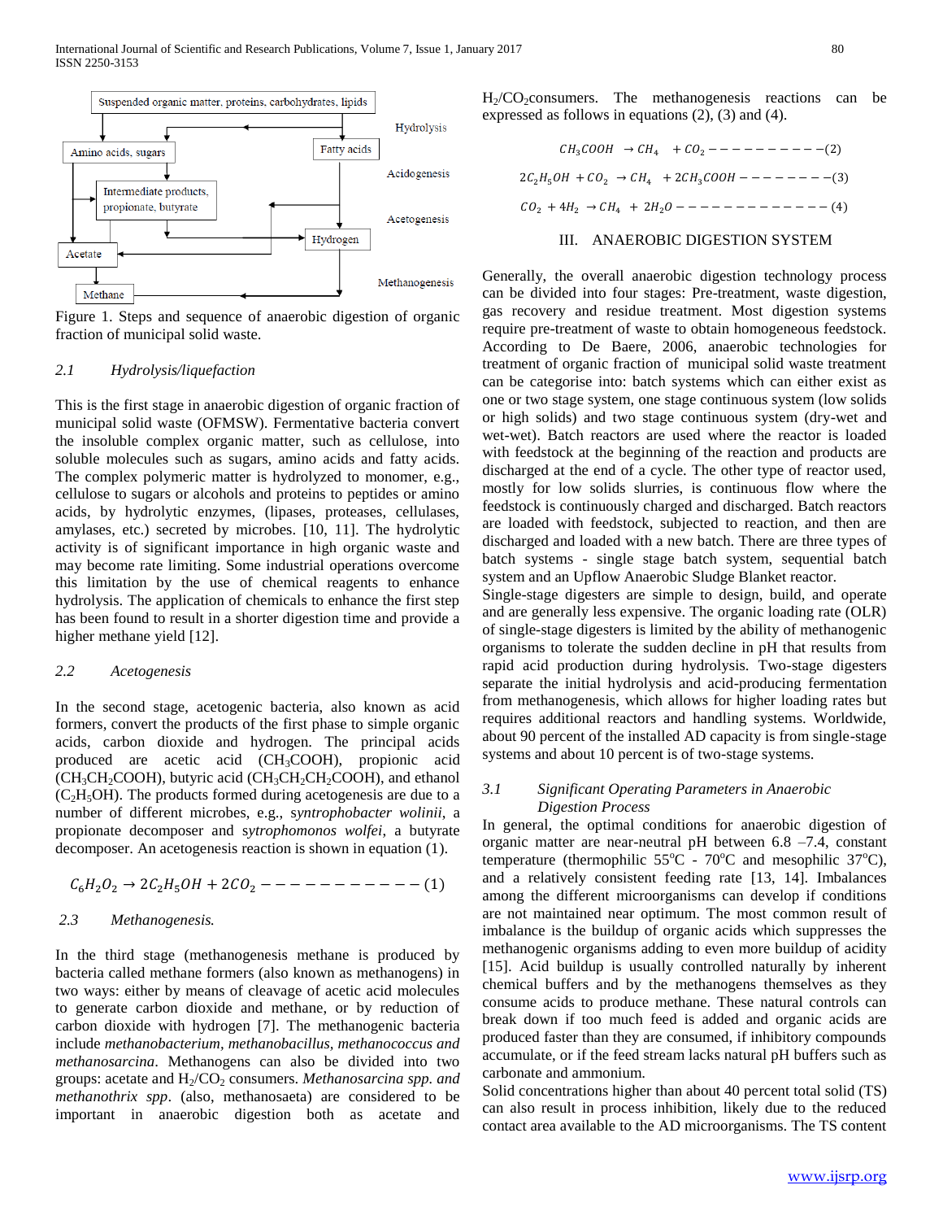Figure 1. Steps and sequence of anaerobic digestion of organic fraction of municipal solid waste.

### *2.1 Hydrolysis/liquefaction*

This is the first stage in anaerobic digestion of organic fraction of municipal solid waste (OFMSW). Fermentative bacteria convert the insoluble complex organic matter, such as cellulose, into soluble molecules such as sugars, amino acids and fatty acids. The complex polymeric matter is hydrolyzed to monomer, e.g., cellulose to sugars or alcohols and proteins to peptides or amino acids, by hydrolytic enzymes, (lipases, proteases, cellulases, amylases, etc.) secreted by microbes. [10, 11]. The hydrolytic activity is of significant importance in high organic waste and may become rate limiting. Some industrial operations overcome this limitation by the use of chemical reagents to enhance hydrolysis. The application of chemicals to enhance the first step has been found to result in a shorter digestion time and provide a higher methane yield [12].

### *2.2 Acetogenesis*

In the second stage, acetogenic bacteria, also known as acid formers, convert the products of the first phase to simple organic acids, carbon dioxide and hydrogen. The principal acids produced are acetic acid ($CH_3COOH$), propionic acid ($CH_3CH_2COOH$), butyric acid ($CH_3CH_2CH_2COOH$), and ethanol ($C_2H_5OH$). The products formed during acetogenesis are due to a number of different microbes, e.g., s*yntrophobacter wolinii*, a propionate decomposer and s*ytrophomonos wolfei*, a butyrate decomposer. An acetogenesis reaction is shown in equation (1).

$$C_6H_2O_2 \rightarrow 2C_2H_5OH + 2CO_2 \text{ ----------- (1)}$$

### *2.3 Methanogenesis.*

In the third stage (methanogenesis methane is produced by bacteria called methane formers (also known as methanogens) in two ways: either by means of cleavage of acetic acid molecules to generate carbon dioxide and methane, or by reduction of carbon dioxide with hydrogen [7]. The methanogenic bacteria include *methanobacterium, methanobacillus, methanococcus and methanosarcina*. Methanogens can also be divided into two groups: acetate and $H_2/CO_2$ consumers. *Methanosarcina spp. and methanothrix spp*. (also, methanosaeta) are considered to be important in anaerobic digestion both as acetate and $H_2/CO_2$consumers. The methanogenesis reactions can be expressed as follows in equations (2), (3) and (4).

$$CH_3COOH \rightarrow CH_4 + CO_2 \text{ ---------- (2)}$$

$$2C_2H_5OH + CO_2 \rightarrow CH_4 + 2CH_3COOH \text{ -------- (3)}$$

$$CO_2 + 4H_2 \rightarrow CH_4 + 2H_2O \text{ ------------- (4)}$$

## III. ANAEROBIC DIGESTION SYSTEM

Generally, the overall anaerobic digestion technology process can be divided into four stages: Pre-treatment, waste digestion, gas recovery and residue treatment. Most digestion systems require pre-treatment of waste to obtain homogeneous feedstock. According to De Baere, 2006, anaerobic technologies for treatment of organic fraction of municipal solid waste treatment can be categorise into: batch systems which can either exist as one or two stage system, one stage continuous system (low solids or high solids) and two stage continuous system (dry-wet and wet-wet). Batch reactors are used where the reactor is loaded with feedstock at the beginning of the reaction and products are discharged at the end of a cycle. The other type of reactor used, mostly for low solids slurries, is continuous flow where the feedstock is continuously charged and discharged. Batch reactors are loaded with feedstock, subjected to reaction, and then are discharged and loaded with a new batch. There are three types of batch systems - single stage batch system, sequential batch system and an Upflow Anaerobic Sludge Blanket reactor.

Single-stage digesters are simple to design, build, and operate and are generally less expensive. The organic loading rate (OLR) of single-stage digesters is limited by the ability of methanogenic organisms to tolerate the sudden decline in pH that results from rapid acid production during hydrolysis. Two-stage digesters separate the initial hydrolysis and acid-producing fermentation from methanogenesis, which allows for higher loading rates but requires additional reactors and handling systems. Worldwide, about 90 percent of the installed AD capacity is from single-stage systems and about 10 percent is of two-stage systems.

### *3.1 Significant Operating Parameters in Anaerobic Digestion Process*

In general, the optimal conditions for anaerobic digestion of organic matter are near-neutral pH between 6.8 –7.4, constant temperature (thermophilic 55$^o$C - 70$^o$C and mesophilic 37$^o$C), and a relatively consistent feeding rate [13, 14]. Imbalances among the different microorganisms can develop if conditions are not maintained near optimum. The most common result of imbalance is the buildup of organic acids which suppresses the methanogenic organisms adding to even more buildup of acidity [15]. Acid buildup is usually controlled naturally by inherent chemical buffers and by the methanogens themselves as they consume acids to produce methane. These natural controls can break down if too much feed is added and organic acids are produced faster than they are consumed, if inhibitory compounds accumulate, or if the feed stream lacks natural pH buffers such as carbonate and ammonium.

Solid concentrations higher than about 40 percent total solid (TS) can also result in process inhibition, likely due to the reduced contact area available to the AD microorganisms. The TS content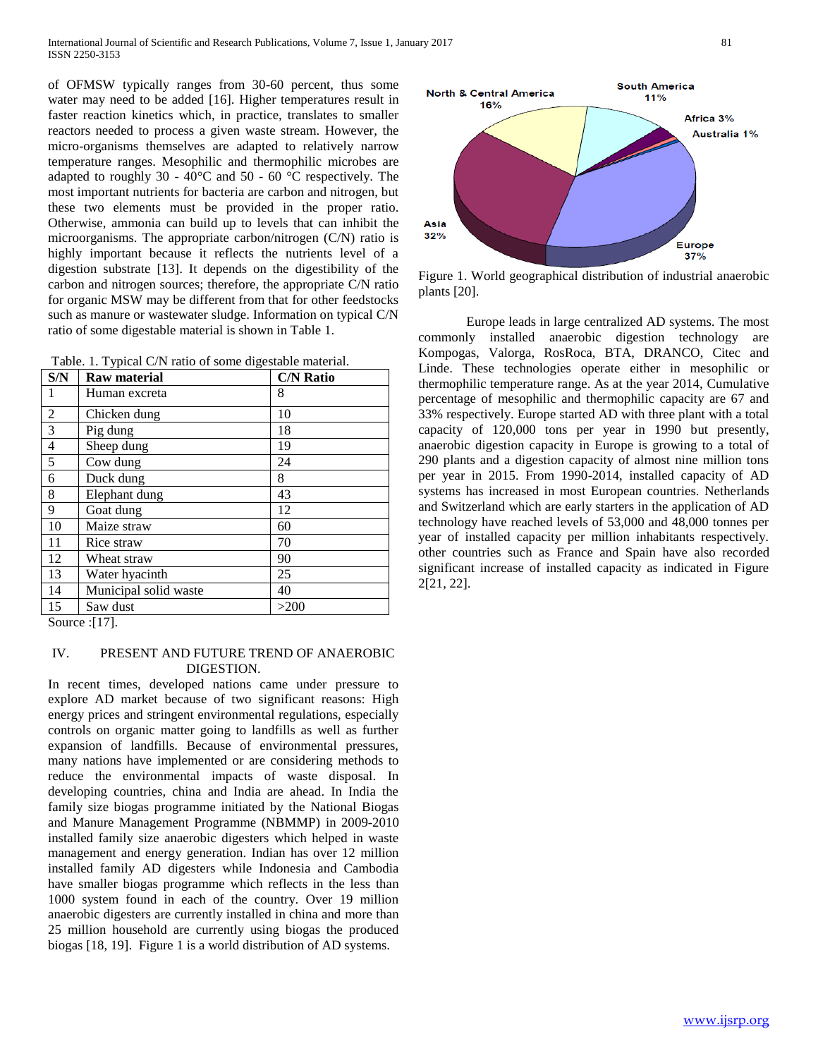of OFMSW typically ranges from 30-60 percent, thus some water may need to be added [16]. Higher temperatures result in faster reaction kinetics which, in practice, translates to smaller reactors needed to process a given waste stream. However, the micro-organisms themselves are adapted to relatively narrow temperature ranges. Mesophilic and thermophilic microbes are adapted to roughly 30 - 40°C and 50 - 60 °C respectively. The most important nutrients for bacteria are carbon and nitrogen, but these two elements must be provided in the proper ratio. Otherwise, ammonia can build up to levels that can inhibit the microorganisms. The appropriate carbon/nitrogen (C/N) ratio is highly important because it reflects the nutrients level of a digestion substrate [13]. It depends on the digestibility of the carbon and nitrogen sources; therefore, the appropriate C/N ratio for organic MSW may be different from that for other feedstocks such as manure or wastewater sludge. Information on typical C/N ratio of some digestable material is shown in Table 1.

Table. 1. Typical C/N ratio of some digestable material.

| S/N | Raw material | C/N Ratio |
|---|---|---|
| 1 | Human excreta | 8 |
| 2 | Chicken dung | 10 |
| 3 | Pig dung | 18 |
| 4 | Sheep dung | 19 |
| 5 | Cow dung | 24 |
| 6 | Duck dung | 8 |
| 8 | Elephant dung | 43 |
| 9 | Goat dung | 12 |
| 10 | Maize straw | 60 |
| 11 | Rice straw | 70 |
| 12 | Wheat straw | 90 |
| 13 | Water hyacinth | 25 |
| 14 | Municipal solid waste | 40 |
| 15 | Saw dust | >200 |

Source :[17].

## IV. PRESENT AND FUTURE TREND OF ANAEROBIC DIGESTION.

In recent times, developed nations came under pressure to explore AD market because of two significant reasons: High energy prices and stringent environmental regulations, especially controls on organic matter going to landfills as well as further expansion of landfills. Because of environmental pressures, many nations have implemented or are considering methods to reduce the environmental impacts of waste disposal. In developing countries, china and India are ahead. In India the family size biogas programme initiated by the National Biogas and Manure Management Programme (NBMMP) in 2009-2010 installed family size anaerobic digesters which helped in waste management and energy generation. Indian has over 12 million installed family AD digesters while Indonesia and Cambodia have smaller biogas programme which reflects in the less than 1000 system found in each of the country. Over 19 million anaerobic digesters are currently installed in china and more than 25 million household are currently using biogas the produced biogas [18, 19]. Figure 1 is a world distribution of AD systems.

Figure 1. World geographical distribution of industrial anaerobic plants [20].

Europe leads in large centralized AD systems. The most commonly installed anaerobic digestion technology are Kompogas, Valorga, RosRoca, BTA, DRANCO, Citec and Linde. These technologies operate either in mesophilic or thermophilic temperature range. As at the year 2014, Cumulative percentage of mesophilic and thermophilic capacity are 67 and 33% respectively. Europe started AD with three plant with a total capacity of 120,000 tons per year in 1990 but presently, anaerobic digestion capacity in Europe is growing to a total of 290 plants and a digestion capacity of almost nine million tons per year in 2015. From 1990-2014, installed capacity of AD systems has increased in most European countries. Netherlands and Switzerland which are early starters in the application of AD technology have reached levels of 53,000 and 48,000 tonnes per year of installed capacity per million inhabitants respectively. other countries such as France and Spain have also recorded significant increase of installed capacity as indicated in Figure 2[21, 22].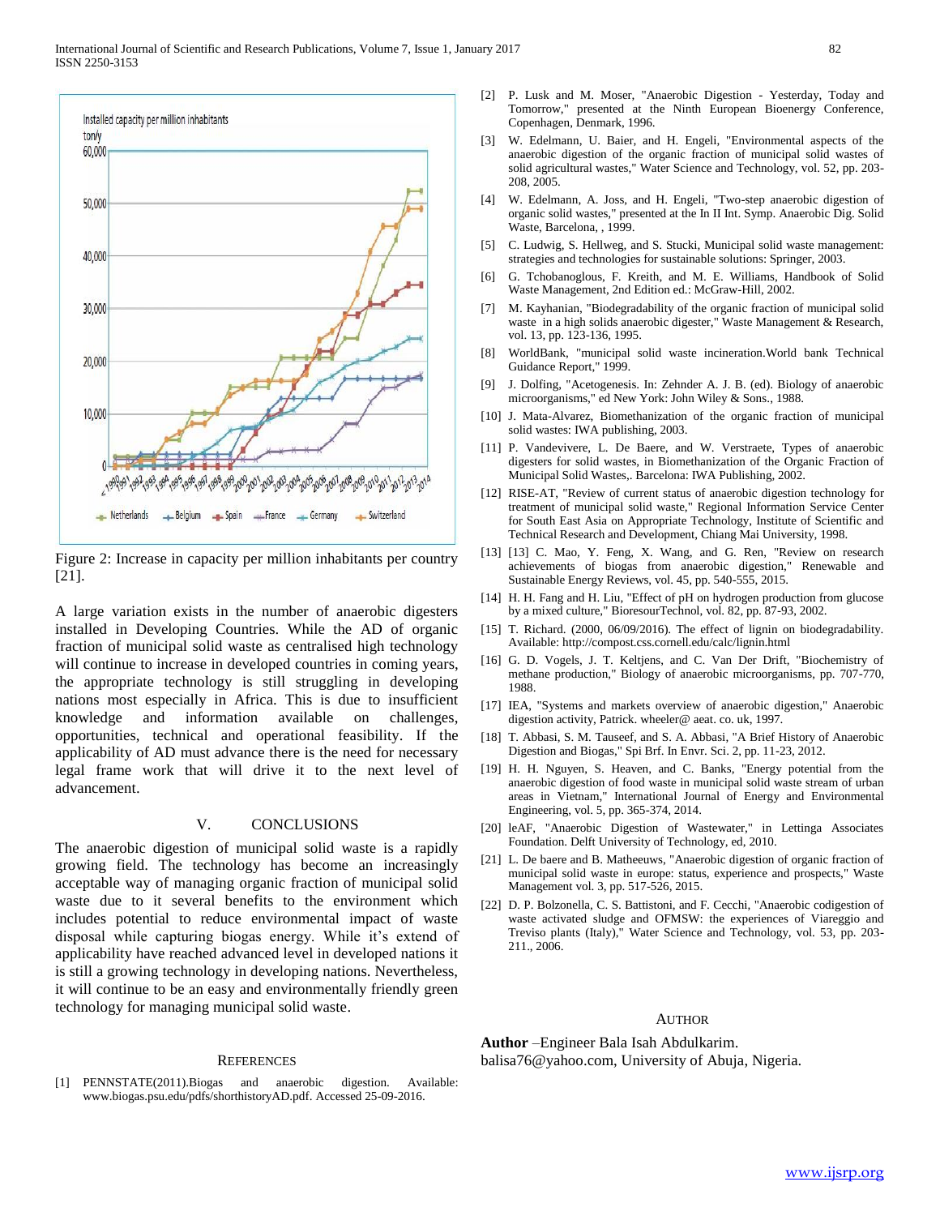Installed capacity per million inhabitants

ton/y

60,000

50,000

40,000

30,000

20,000

10,000

0

1990 1991 1992 1993 1994 1995 1996 1997 1998 1999 2000 2001 2002 2003 2004 2005 2006 2007 2008 2009 2010 2011 2012 2013 2014

Netherlands Belgium Spain France Germany Switzerland

Figure 2: Increase in capacity per million inhabitants per country [21].

A large variation exists in the number of anaerobic digesters installed in Developing Countries. While the AD of organic fraction of municipal solid waste as centralised high technology will continue to increase in developed countries in coming years, the appropriate technology is still struggling in developing nations most especially in Africa. This is due to insufficient knowledge and information available on challenges, opportunities, technical and operational feasibility. If the applicability of AD must advance there is the need for necessary legal frame work that will drive it to the next level of advancement.

## V. CONCLUSIONS

The anaerobic digestion of municipal solid waste is a rapidly growing field. The technology has become an increasingly acceptable way of managing organic fraction of municipal solid waste due to it several benefits to the environment which includes potential to reduce environmental impact of waste disposal while capturing biogas energy. While it's extend of applicability have reached advanced level in developed nations it is still a growing technology in developing nations. Nevertheless, it will continue to be an easy and environmentally friendly green technology for managing municipal solid waste.

## REFERENCES

[1] PENNSTATE(2011).Biogas and anaerobic digestion. Available: www.biogas.psu.edu/pdfs/shorthistoryAD.pdf. Accessed 25-09-2016.

[2] P. Lusk and M. Moser, "Anaerobic Digestion - Yesterday, Today and Tomorrow," presented at the Ninth European Bioenergy Conference, Copenhagen, Denmark, 1996.

[3] W. Edelmann, U. Baier, and H. Engeli, "Environmental aspects of the anaerobic digestion of the organic fraction of municipal solid wastes of solid agricultural wastes," Water Science and Technology, vol. 52, pp. 203-208, 2005.

[4] W. Edelmann, A. Joss, and H. Engeli, "Two-step anaerobic digestion of organic solid wastes," presented at the In II Int. Symp. Anaerobic Dig. Solid Waste, Barcelona, , 1999.

[5] C. Ludwig, S. Hellweg, and S. Stucki, Municipal solid waste management: strategies and technologies for sustainable solutions: Springer, 2003.

[6] G. Tchobanoglous, F. Kreith, and M. E. Williams, Handbook of Solid Waste Management, 2nd Edition ed.: McGraw-Hill, 2002.

[7] M. Kayhanian, "Biodegradability of the organic fraction of municipal solid waste in a high solids anaerobic digester," Waste Management & Research, vol. 13, pp. 123-136, 1995.

[8] WorldBank, "municipal solid waste incineration.World bank Technical Guidance Report," 1999.

[9] J. Dolfing, "Acetogenesis. In: Zehnder A. J. B. (ed). Biology of anaerobic microorganisms," ed New York: John Wiley & Sons., 1988.

[10] J. Mata-Alvarez, Biomethanization of the organic fraction of municipal solid wastes: IWA publishing, 2003.

[11] P. Vandevivere, L. De Baere, and W. Verstraete, Types of anaerobic digesters for solid wastes, in Biomethanization of the Organic Fraction of Municipal Solid Wastes,. Barcelona: IWA Publishing, 2002.

[12] RISE-AT, "Review of current status of anaerobic digestion technology for treatment of municipal solid waste," Regional Information Service Center for South East Asia on Appropriate Technology, Institute of Scientific and Technical Research and Development, Chiang Mai University, 1998.

[13] [13] C. Mao, Y. Feng, X. Wang, and G. Ren, "Review on research achievements of biogas from anaerobic digestion," Renewable and Sustainable Energy Reviews, vol. 45, pp. 540-555, 2015.

[14] H. H. Fang and H. Liu, "Effect of pH on hydrogen production from glucose by a mixed culture," BioresourTechnol, vol. 82, pp. 87-93, 2002.

[15] T. Richard. (2000, 06/09/2016). The effect of lignin on biodegradability. Available: http://compost.css.cornell.edu/calc/lignin.html

[16] G. D. Vogels, J. T. Keltjens, and C. Van Der Drift, "Biochemistry of methane production," Biology of anaerobic microorganisms, pp. 707-770, 1988.

[17] IEA, "Systems and markets overview of anaerobic digestion," Anaerobic digestion activity, Patrick. wheeler@ aeat. co. uk, 1997.

[18] T. Abbasi, S. M. Tauseef, and S. A. Abbasi, "A Brief History of Anaerobic Digestion and Biogas," Spi Brf. In Envr. Sci. 2, pp. 11-23, 2012.

[19] H. H. Nguyen, S. Heaven, and C. Banks, "Energy potential from the anaerobic digestion of food waste in municipal solid waste stream of urban areas in Vietnam," International Journal of Energy and Environmental Engineering, vol. 5, pp. 365-374, 2014.

[20] leAF, "Anaerobic Digestion of Wastewater," in Lettinga Associates Foundation. Delft University of Technology, ed, 2010.

[21] L. De baere and B. Matheeuws, "Anaerobic digestion of organic fraction of municipal solid waste in europe: status, experience and prospects," Waste Management vol. 3, pp. 517-526, 2015.

[22] D. P. Bolzonella, C. S. Battistoni, and F. Cecchi, "Anaerobic codigestion of waste activated sludge and OFMSW: the experiences of Viareggio and Treviso plants (Italy)," Water Science and Technology, vol. 53, pp. 203-211., 2006.

## AUTHOR

**Author** –Engineer Bala Isah Abdulkarim. balisa76@yahoo.com, University of Abuja, Nigeria.